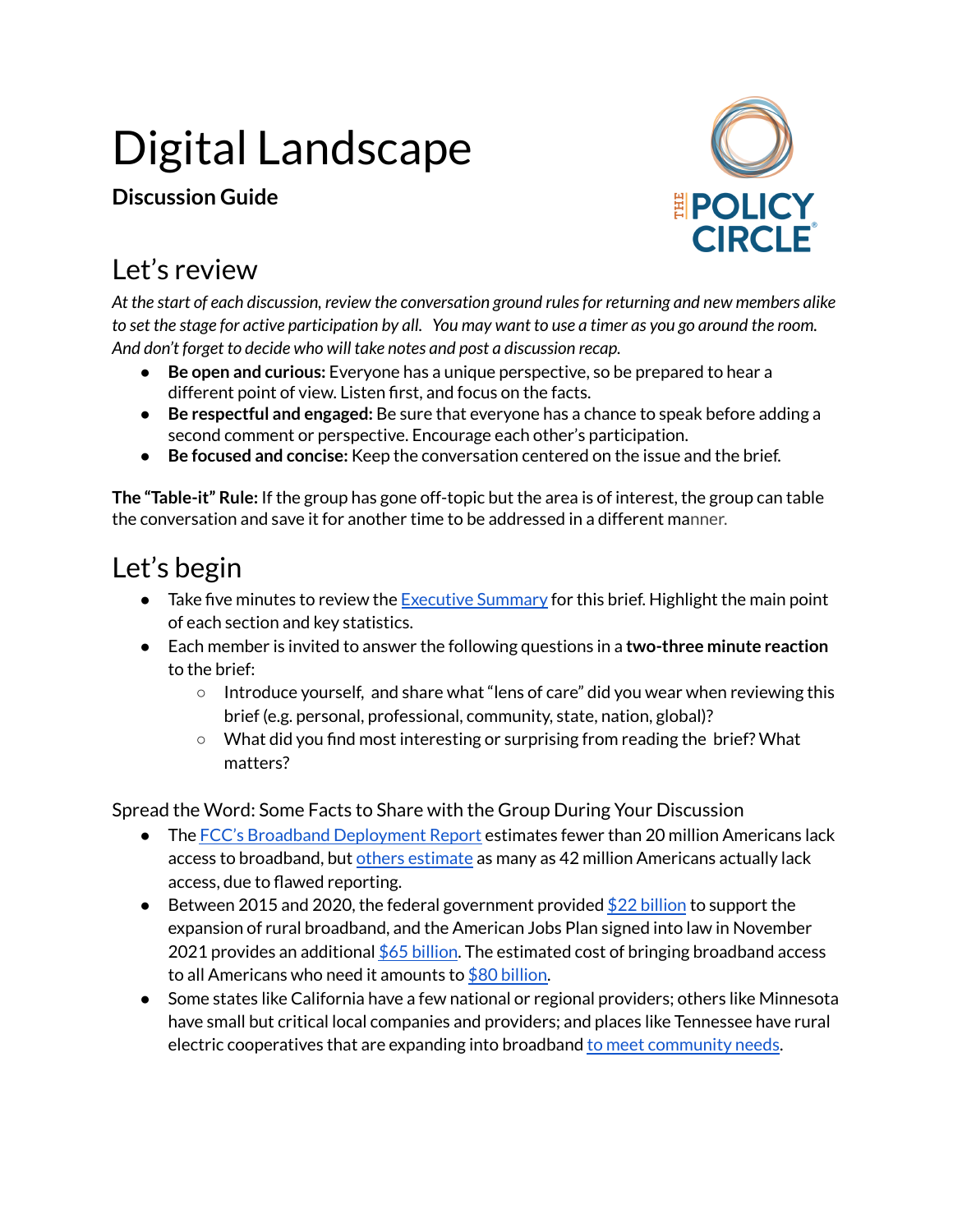# Digital Landscape

**Discussion Guide**

## Let's review

*At the start of each discussion, review the conversation ground rules for returning and new members alike to set the stage for active participation by all. You may want to use a timer as you go around the room. And don't forget to decide who will take notes and post a discussion recap.*

- **Be open and curious:** Everyone has a unique perspective, so be prepared to hear a different point of view. Listen first, and focus on the facts.
- **Be respectful and engaged:** Be sure that everyone has a chance to speak before adding a second comment or perspective. Encourage each other's participation.
- **Be focused and concise:** Keep the conversation centered on the issue and the brief.

**The "Table-it" Rule:** If the group has gone off-topic but the area is of interest, the group can table the conversation and save it for another time to be addressed in a different manner.

## Let's begin

- Take five minutes to review the Executive Summary for this brief. Highlight the main point of each section and key statistics.
- Each member is invited to answer the following questions in a **two-three minute reaction** to the brief:
  - Introduce yourself, and share what "lens of care" did you wear when reviewing this brief (e.g. personal, professional, community, state, nation, global)?
  - What did you find most interesting or surprising from reading the brief? What matters?

Spread the Word: Some Facts to Share with the Group During Your Discussion

- The FCC's Broadband Deployment Report estimates fewer than 20 million Americans lack access to broadband, but others estimate as many as 42 million Americans actually lack access, due to flawed reporting.
- Between 2015 and 2020, the federal government provided $22 billion to support the expansion of rural broadband, and the American Jobs Plan signed into law in November 2021 provides an additional $65 billion. The estimated cost of bringing broadband access to all Americans who need it amounts to $80 billion.
- Some states like California have a few national or regional providers; others like Minnesota have small but critical local companies and providers; and places like Tennessee have rural electric cooperatives that are expanding into broadband to meet community needs.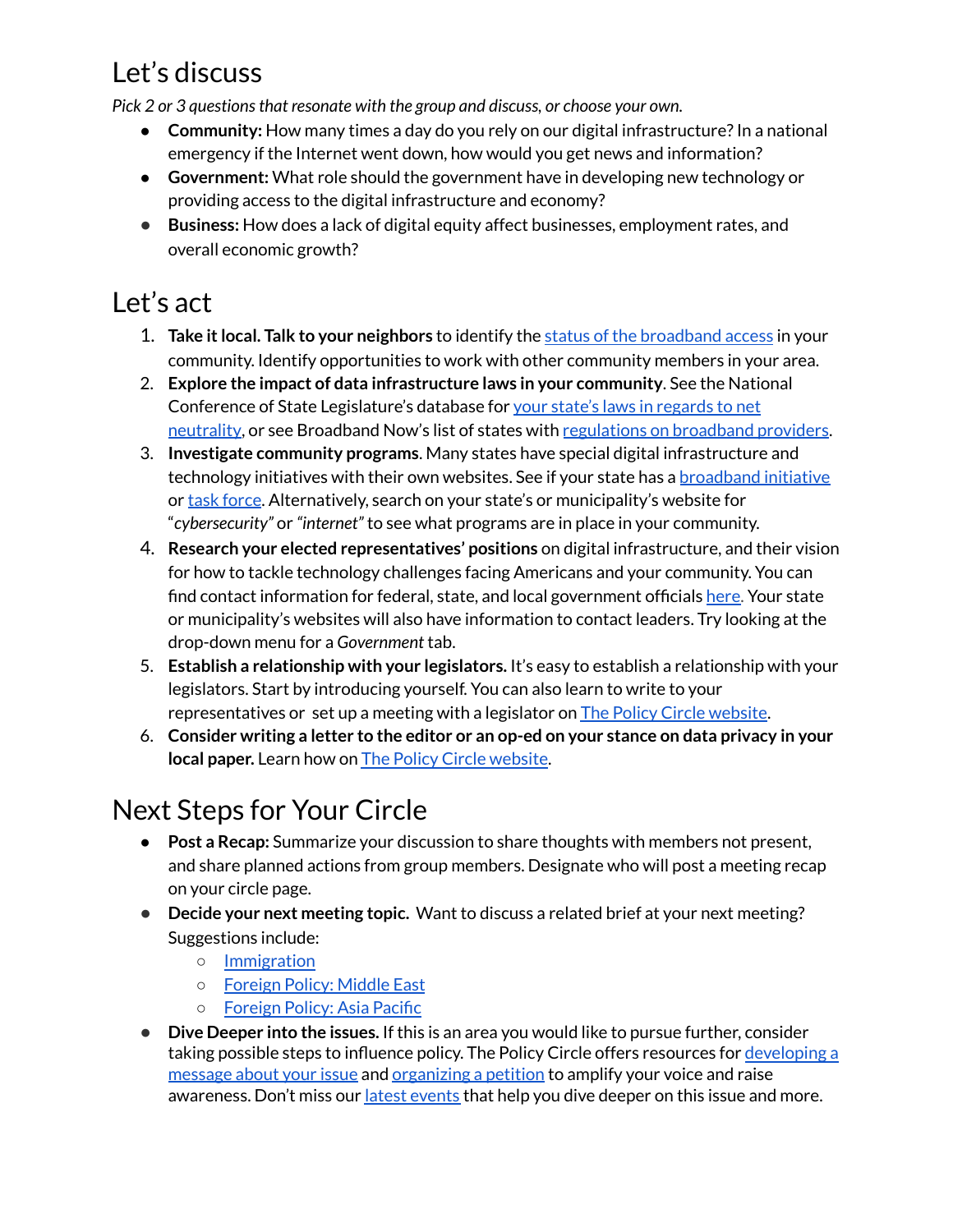## Let's discuss

*Pick 2 or 3 questions that resonate with the group and discuss, or choose your own.*

- **Community:** How many times a day do you rely on our digital infrastructure? In a national emergency if the Internet went down, how would you get news and information?
- **Government:** What role should the government have in developing new technology or providing access to the digital infrastructure and economy?
- **Business:** How does a lack of digital equity affect businesses, employment rates, and overall economic growth?

## Let's act

1. **Take it local. Talk to your neighbors** to identify the status of the broadband access in your community. Identify opportunities to work with other community members in your area.
2. **Explore the impact of data infrastructure laws in your community**. See the National Conference of State Legislature's database for your state's laws in regards to net neutrality, or see Broadband Now's list of states with regulations on broadband providers.
3. **Investigate community programs**. Many states have special digital infrastructure and technology initiatives with their own websites. See if your state has a broadband initiative or task force. Alternatively, search on your state's or municipality's website for "*cybersecurity*" or *"internet"* to see what programs are in place in your community.
4. **Research your elected representatives' positions** on digital infrastructure, and their vision for how to tackle technology challenges facing Americans and your community. You can find contact information for federal, state, and local government officials here. Your state or municipality's websites will also have information to contact leaders. Try looking at the drop-down menu for a *Government* tab.
5. **Establish a relationship with your legislators.** It's easy to establish a relationship with your legislators. Start by introducing yourself. You can also learn to write to your representatives or set up a meeting with a legislator on The Policy Circle website.
6. **Consider writing a letter to the editor or an op-ed on your stance on data privacy in your local paper.** Learn how on The Policy Circle website.

## Next Steps for Your Circle

- **Post a Recap:** Summarize your discussion to share thoughts with members not present, and share planned actions from group members. Designate who will post a meeting recap on your circle page.
- **Decide your next meeting topic.** Want to discuss a related brief at your next meeting? Suggestions include:
  - Immigration
  - Foreign Policy: Middle East
  - Foreign Policy: Asia Pacific
- **Dive Deeper into the issues.** If this is an area you would like to pursue further, consider taking possible steps to influence policy. The Policy Circle offers resources for developing a message about your issue and organizing a petition to amplify your voice and raise awareness. Don't miss our latest events that help you dive deeper on this issue and more.